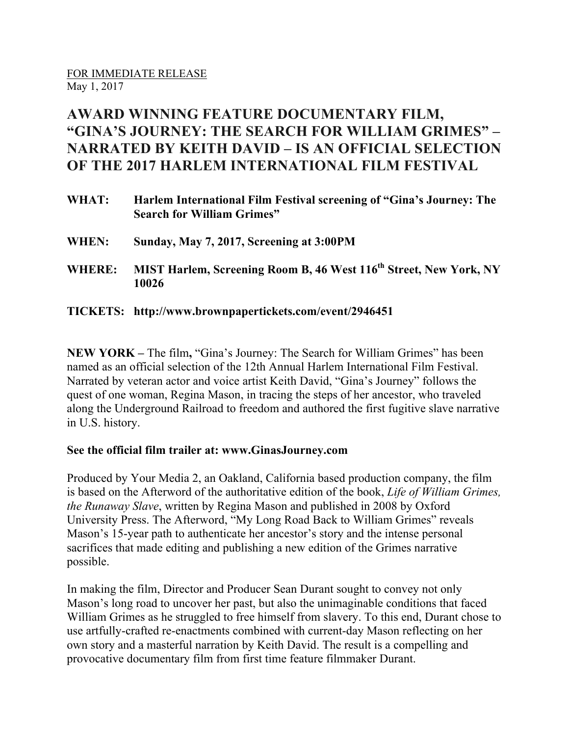<u>FOR IMMEDIATE RELEASE</u>
May 1, 2017

# AWARD WINNING FEATURE DOCUMENTARY FILM, "GINA'S JOURNEY: THE SEARCH FOR WILLIAM GRIMES" – NARRATED BY KEITH DAVID – IS AN OFFICIAL SELECTION OF THE 2017 HARLEM INTERNATIONAL FILM FESTIVAL

**WHAT:** **Harlem International Film Festival screening of "Gina's Journey: The Search for William Grimes"**

**WHEN:** **Sunday, May 7, 2017, Screening at 3:00PM**

**WHERE:** **MIST Harlem, Screening Room B, 46 West 116th Street, New York, NY 10026**

**TICKETS:** **http://www.brownpapertickets.com/event/2946451**

**NEW YORK –** The film**,** "Gina's Journey: The Search for William Grimes" has been named as an official selection of the 12th Annual Harlem International Film Festival. Narrated by veteran actor and voice artist Keith David, "Gina's Journey" follows the quest of one woman, Regina Mason, in tracing the steps of her ancestor, who traveled along the Underground Railroad to freedom and authored the first fugitive slave narrative in U.S. history.

**See the official film trailer at: www.GinasJourney.com**

Produced by Your Media 2, an Oakland, California based production company, the film is based on the Afterword of the authoritative edition of the book, *Life of William Grimes, the Runaway Slave*, written by Regina Mason and published in 2008 by Oxford University Press. The Afterword, "My Long Road Back to William Grimes" reveals Mason's 15-year path to authenticate her ancestor's story and the intense personal sacrifices that made editing and publishing a new edition of the Grimes narrative possible.

In making the film, Director and Producer Sean Durant sought to convey not only Mason's long road to uncover her past, but also the unimaginable conditions that faced William Grimes as he struggled to free himself from slavery. To this end, Durant chose to use artfully-crafted re-enactments combined with current-day Mason reflecting on her own story and a masterful narration by Keith David. The result is a compelling and provocative documentary film from first time feature filmmaker Durant.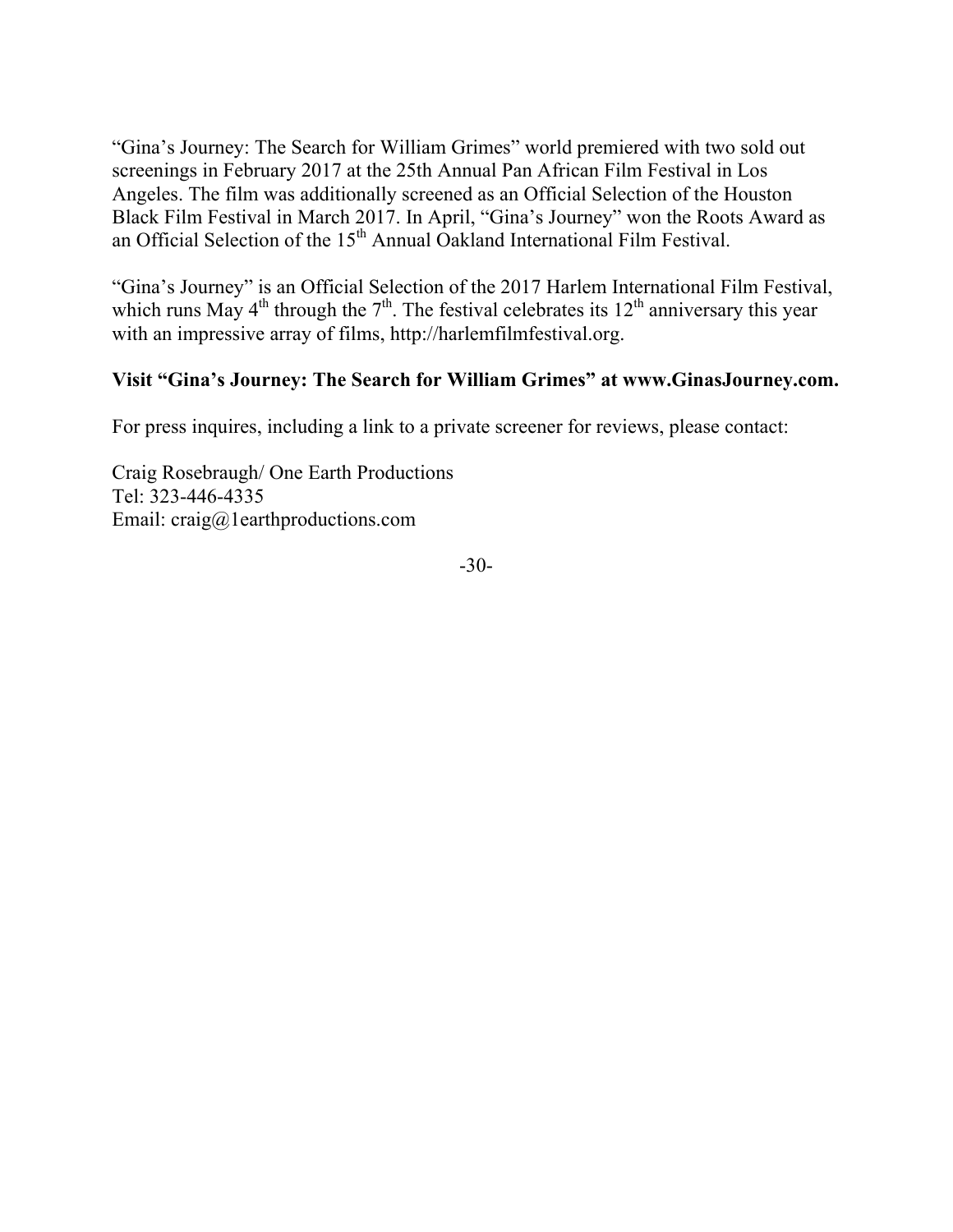"Gina's Journey: The Search for William Grimes" world premiered with two sold out screenings in February 2017 at the 25th Annual Pan African Film Festival in Los Angeles. The film was additionally screened as an Official Selection of the Houston Black Film Festival in March 2017. In April, "Gina's Journey" won the Roots Award as an Official Selection of the 15th Annual Oakland International Film Festival.

"Gina's Journey" is an Official Selection of the 2017 Harlem International Film Festival, which runs May 4th through the 7th. The festival celebrates its 12th anniversary this year with an impressive array of films, http://harlemfilmfestival.org.

**Visit "Gina's Journey: The Search for William Grimes" at www.GinasJourney.com.**

For press inquires, including a link to a private screener for reviews, please contact:

Craig Rosebraugh/ One Earth Productions
Tel: 323-446-4335
Email: craig@1earthproductions.com

-30-